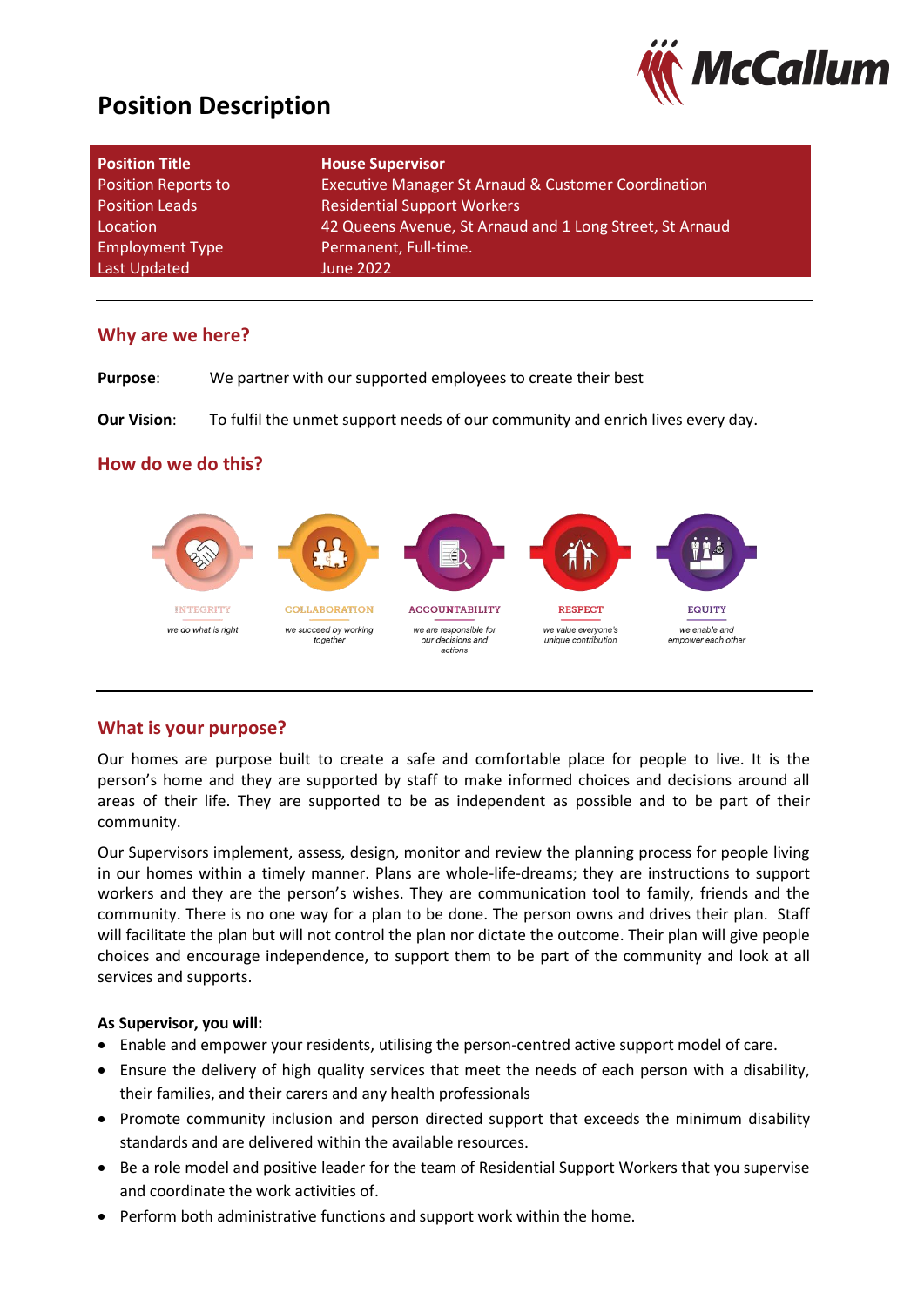# Position Description

| Position Title | House Supervisor |
| --- | --- |
| Position Reports to | Executive Manager St Arnaud & Customer Coordination |
| Position Leads | Residential Support Workers |
| Location | 42 Queens Avenue, St Arnaud and 1 Long Street, St Arnaud |
| Employment Type | Permanent, Full-time. |
| Last Updated | June 2022 |

## Why are we here?

**Purpose**: We partner with our supported employees to create their best

**Our Vision**: To fulfil the unmet support needs of our community and enrich lives every day.

## How do we do this?

**INTEGRITY** – *we do what is right*

**COLLABORATION** – *we succeed by working together*

**ACCOUNTABILITY** – *we are responsible for our decisions and actions*

**RESPECT** – *we value everyone's unique contribution*

**EQUITY** – *we enable and empower each other*

## What is your purpose?

Our homes are purpose built to create a safe and comfortable place for people to live. It is the person's home and they are supported by staff to make informed choices and decisions around all areas of their life. They are supported to be as independent as possible and to be part of their community.

Our Supervisors implement, assess, design, monitor and review the planning process for people living in our homes within a timely manner. Plans are whole-life-dreams; they are instructions to support workers and they are the person's wishes. They are communication tool to family, friends and the community. There is no one way for a plan to be done. The person owns and drives their plan. Staff will facilitate the plan but will not control the plan nor dictate the outcome. Their plan will give people choices and encourage independence, to support them to be part of the community and look at all services and supports.

**As Supervisor, you will:**

- Enable and empower your residents, utilising the person-centred active support model of care.
- Ensure the delivery of high quality services that meet the needs of each person with a disability, their families, and their carers and any health professionals
- Promote community inclusion and person directed support that exceeds the minimum disability standards and are delivered within the available resources.
- Be a role model and positive leader for the team of Residential Support Workers that you supervise and coordinate the work activities of.
- Perform both administrative functions and support work within the home.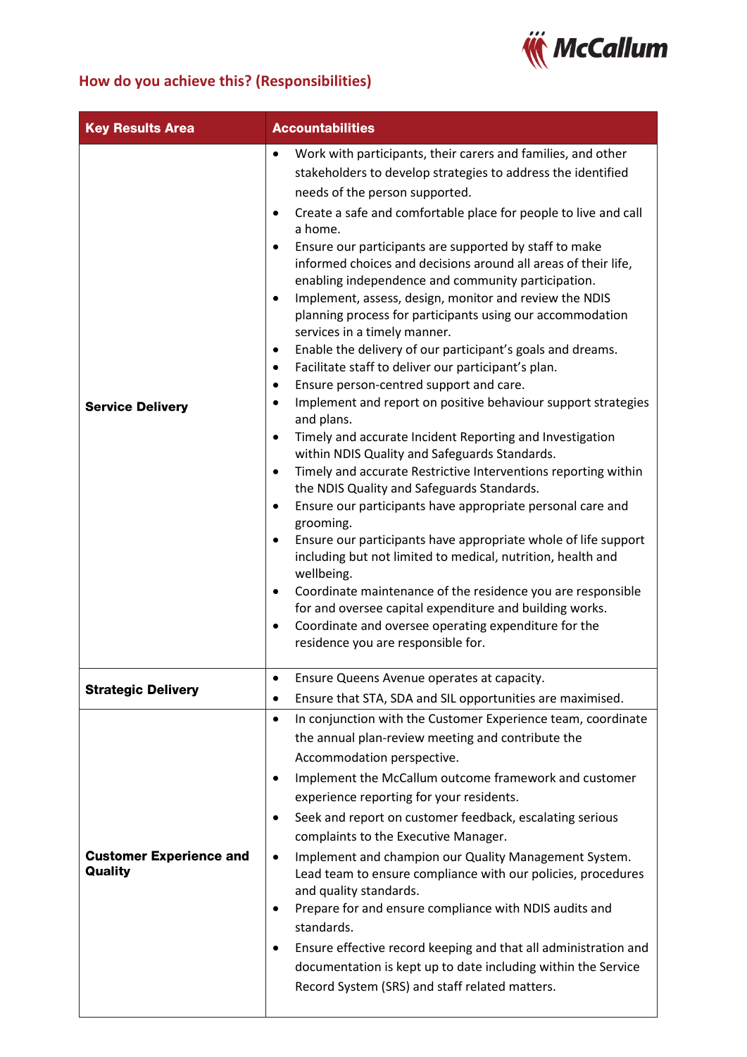## How do you achieve this? (Responsibilities)

| Key Results Area | Accountabilities |
|---|---|
| **Service Delivery** | • Work with participants, their carers and families, and other stakeholders to develop strategies to address the identified needs of the person supported.<br>• Create a safe and comfortable place for people to live and call a home.<br>• Ensure our participants are supported by staff to make informed choices and decisions around all areas of their life, enabling independence and community participation.<br>• Implement, assess, design, monitor and review the NDIS planning process for participants using our accommodation services in a timely manner.<br>• Enable the delivery of our participant's goals and dreams.<br>• Facilitate staff to deliver our participant's plan.<br>• Ensure person-centred support and care.<br>• Implement and report on positive behaviour support strategies and plans.<br>• Timely and accurate Incident Reporting and Investigation within NDIS Quality and Safeguards Standards.<br>• Timely and accurate Restrictive Interventions reporting within the NDIS Quality and Safeguards Standards.<br>• Ensure our participants have appropriate personal care and grooming.<br>• Ensure our participants have appropriate whole of life support including but not limited to medical, nutrition, health and wellbeing.<br>• Coordinate maintenance of the residence you are responsible for and oversee capital expenditure and building works.<br>• Coordinate and oversee operating expenditure for the residence you are responsible for. |
| **Strategic Delivery** | • Ensure Queens Avenue operates at capacity.<br>• Ensure that STA, SDA and SIL opportunities are maximised. |
| **Customer Experience and Quality** | • In conjunction with the Customer Experience team, coordinate the annual plan-review meeting and contribute the Accommodation perspective.<br>• Implement the McCallum outcome framework and customer experience reporting for your residents.<br>• Seek and report on customer feedback, escalating serious complaints to the Executive Manager.<br>• Implement and champion our Quality Management System. Lead team to ensure compliance with our policies, procedures and quality standards.<br>• Prepare for and ensure compliance with NDIS audits and standards.<br>• Ensure effective record keeping and that all administration and documentation is kept up to date including within the Service Record System (SRS) and staff related matters. |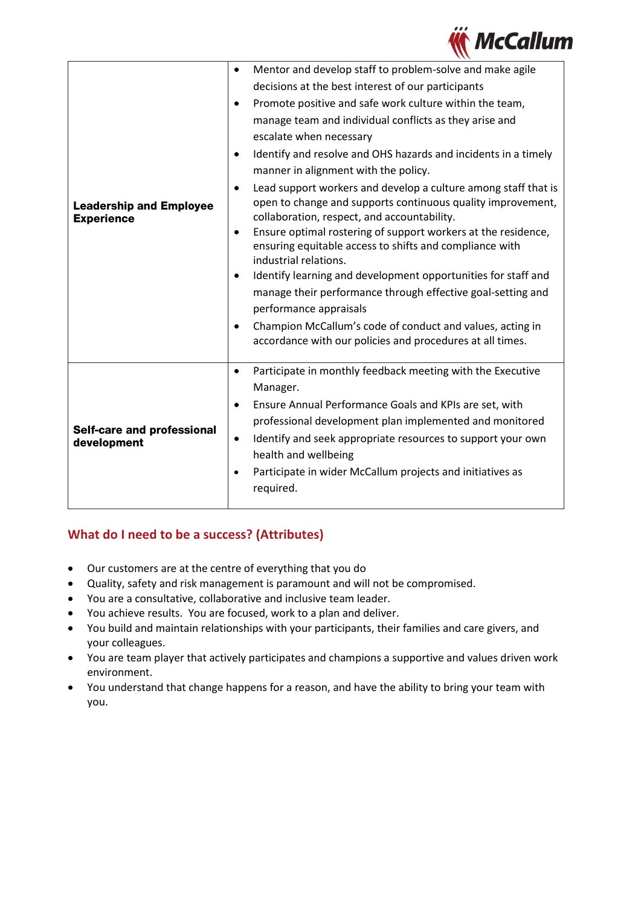| | |
|---|---|
| **Leadership and Employee Experience** | • Mentor and develop staff to problem-solve and make agile decisions at the best interest of our participants<br>• Promote positive and safe work culture within the team, manage team and individual conflicts as they arise and escalate when necessary<br>• Identify and resolve and OHS hazards and incidents in a timely manner in alignment with the policy.<br>• Lead support workers and develop a culture among staff that is open to change and supports continuous quality improvement, collaboration, respect, and accountability.<br>• Ensure optimal rostering of support workers at the residence, ensuring equitable access to shifts and compliance with industrial relations.<br>• Identify learning and development opportunities for staff and manage their performance through effective goal-setting and performance appraisals<br>• Champion McCallum's code of conduct and values, acting in accordance with our policies and procedures at all times. |
| **Self-care and professional development** | • Participate in monthly feedback meeting with the Executive Manager.<br>• Ensure Annual Performance Goals and KPIs are set, with professional development plan implemented and monitored<br>• Identify and seek appropriate resources to support your own health and wellbeing<br>• Participate in wider McCallum projects and initiatives as required. |

## What do I need to be a success? (Attributes)

- Our customers are at the centre of everything that you do
- Quality, safety and risk management is paramount and will not be compromised.
- You are a consultative, collaborative and inclusive team leader.
- You achieve results. You are focused, work to a plan and deliver.
- You build and maintain relationships with your participants, their families and care givers, and your colleagues.
- You are team player that actively participates and champions a supportive and values driven work environment.
- You understand that change happens for a reason, and have the ability to bring your team with you.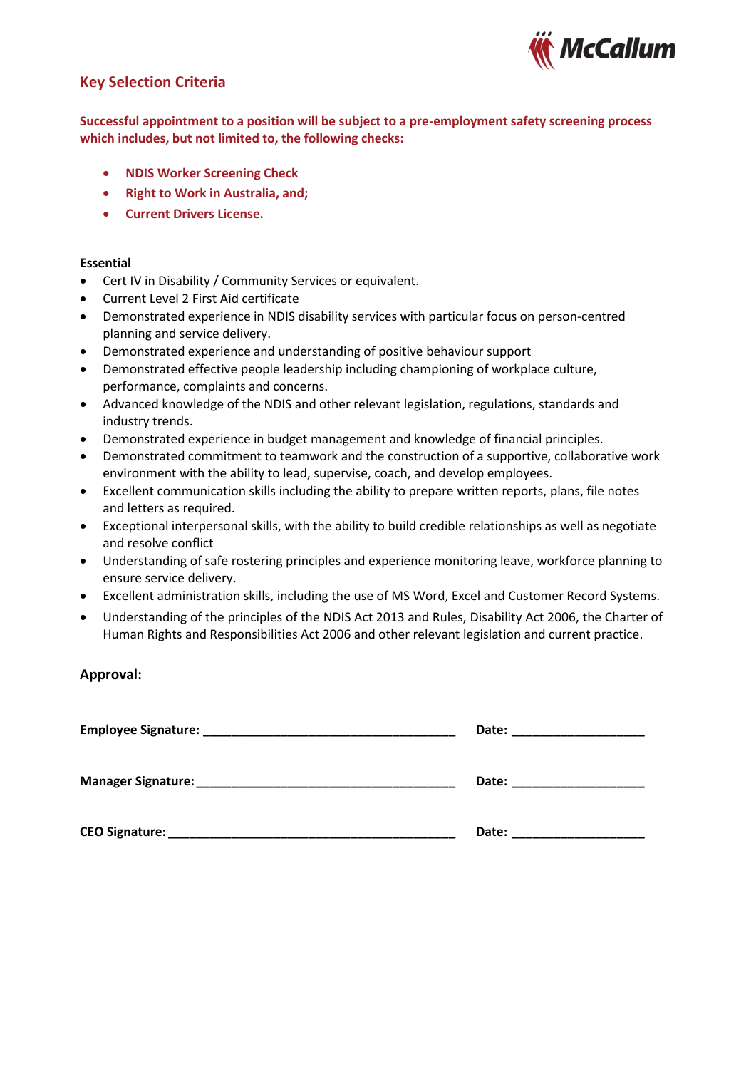## Key Selection Criteria

**Successful appointment to a position will be subject to a pre-employment safety screening process which includes, but not limited to, the following checks:**

- **NDIS Worker Screening Check**
- **Right to Work in Australia, and;**
- **Current Drivers License.**

**Essential**

- Cert IV in Disability / Community Services or equivalent.
- Current Level 2 First Aid certificate
- Demonstrated experience in NDIS disability services with particular focus on person-centred planning and service delivery.
- Demonstrated experience and understanding of positive behaviour support
- Demonstrated effective people leadership including championing of workplace culture, performance, complaints and concerns.
- Advanced knowledge of the NDIS and other relevant legislation, regulations, standards and industry trends.
- Demonstrated experience in budget management and knowledge of financial principles.
- Demonstrated commitment to teamwork and the construction of a supportive, collaborative work environment with the ability to lead, supervise, coach, and develop employees.
- Excellent communication skills including the ability to prepare written reports, plans, file notes and letters as required.
- Exceptional interpersonal skills, with the ability to build credible relationships as well as negotiate and resolve conflict
- Understanding of safe rostering principles and experience monitoring leave, workforce planning to ensure service delivery.
- Excellent administration skills, including the use of MS Word, Excel and Customer Record Systems.
- Understanding of the principles of the NDIS Act 2013 and Rules, Disability Act 2006, the Charter of Human Rights and Responsibilities Act 2006 and other relevant legislation and current practice.

**Approval:**

**Employee Signature:** ____________________________________ **Date:** ___________________

**Manager Signature:** ____________________________________ **Date:** ___________________

**CEO Signature:** ________________________________________ **Date:** ___________________